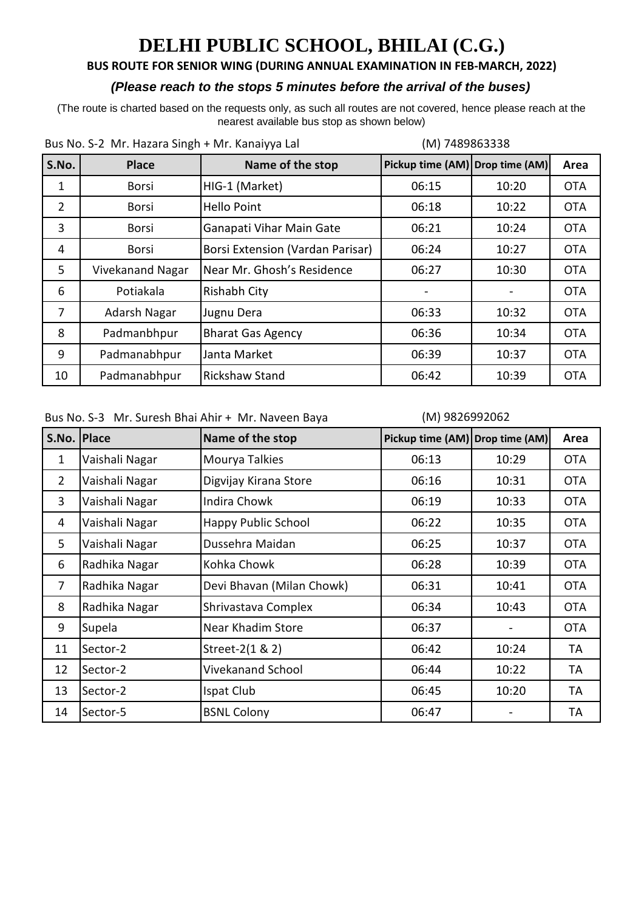# DELHI PUBLIC SCHOOL, BHILAI (C.G.)

**BUS ROUTE FOR SENIOR WING (DURING ANNUAL EXAMINATION IN FEB-MARCH, 2022)**

***(Please reach to the stops 5 minutes before the arrival of the buses)***

(The route is charted based on the requests only, as such all routes are not covered, hence please reach at the nearest available bus stop as shown below)

Bus No. S-2 Mr. Hazara Singh + Mr. Kanaiyya Lal (M) 7489863338

| S.No. | Place | Name of the stop | Pickup time (AM) | Drop time (AM) | Area |
|---|---|---|---|---|---|
| 1 | Borsi | HIG-1 (Market) | 06:15 | 10:20 | OTA |
| 2 | Borsi | Hello Point | 06:18 | 10:22 | OTA |
| 3 | Borsi | Ganapati Vihar Main Gate | 06:21 | 10:24 | OTA |
| 4 | Borsi | Borsi Extension (Vardan Parisar) | 06:24 | 10:27 | OTA |
| 5 | Vivekanand Nagar | Near Mr. Ghosh's Residence | 06:27 | 10:30 | OTA |
| 6 | Potiakala | Rishabh City | - | - | OTA |
| 7 | Adarsh Nagar | Jugnu Dera | 06:33 | 10:32 | OTA |
| 8 | Padmanbhpur | Bharat Gas Agency | 06:36 | 10:34 | OTA |
| 9 | Padmanabhpur | Janta Market | 06:39 | 10:37 | OTA |
| 10 | Padmanabhpur | Rickshaw Stand | 06:42 | 10:39 | OTA |

Bus No. S-3 Mr. Suresh Bhai Ahir + Mr. Naveen Baya (M) 9826992062

| S.No. | Place | Name of the stop | Pickup time (AM) | Drop time (AM) | Area |
|---|---|---|---|---|---|
| 1 | Vaishali Nagar | Mourya Talkies | 06:13 | 10:29 | OTA |
| 2 | Vaishali Nagar | Digvijay Kirana Store | 06:16 | 10:31 | OTA |
| 3 | Vaishali Nagar | Indira Chowk | 06:19 | 10:33 | OTA |
| 4 | Vaishali Nagar | Happy Public School | 06:22 | 10:35 | OTA |
| 5 | Vaishali Nagar | Dussehra Maidan | 06:25 | 10:37 | OTA |
| 6 | Radhika Nagar | Kohka Chowk | 06:28 | 10:39 | OTA |
| 7 | Radhika Nagar | Devi Bhavan (Milan Chowk) | 06:31 | 10:41 | OTA |
| 8 | Radhika Nagar | Shrivastava Complex | 06:34 | 10:43 | OTA |
| 9 | Supela | Near Khadim Store | 06:37 | - | OTA |
| 11 | Sector-2 | Street-2(1 & 2) | 06:42 | 10:24 | TA |
| 12 | Sector-2 | Vivekanand School | 06:44 | 10:22 | TA |
| 13 | Sector-2 | Ispat Club | 06:45 | 10:20 | TA |
| 14 | Sector-5 | BSNL Colony | 06:47 | - | TA |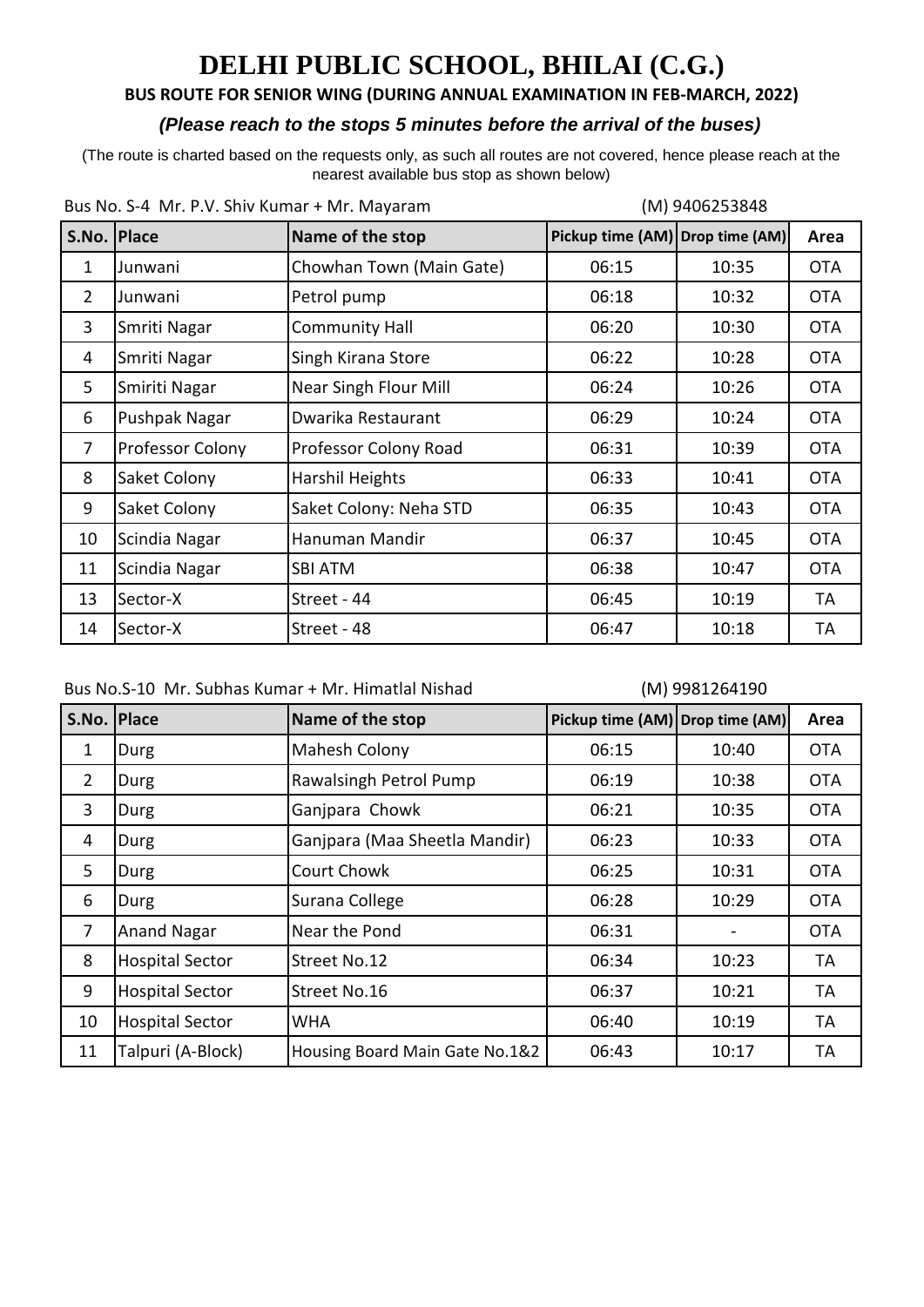# DELHI PUBLIC SCHOOL, BHILAI (C.G.)

**BUS ROUTE FOR SENIOR WING (DURING ANNUAL EXAMINATION IN FEB-MARCH, 2022)**

***(Please reach to the stops 5 minutes before the arrival of the buses)***

(The route is charted based on the requests only, as such all routes are not covered, hence please reach at the nearest available bus stop as shown below)

Bus No. S-4 Mr. P.V. Shiv Kumar + Mr. Mayaram (M) 9406253848

| S.No. | Place | Name of the stop | Pickup time (AM) | Drop time (AM) | Area |
|---|---|---|---|---|---|
| 1 | Junwani | Chowhan Town (Main Gate) | 06:15 | 10:35 | OTA |
| 2 | Junwani | Petrol pump | 06:18 | 10:32 | OTA |
| 3 | Smriti Nagar | Community Hall | 06:20 | 10:30 | OTA |
| 4 | Smriti Nagar | Singh Kirana Store | 06:22 | 10:28 | OTA |
| 5 | Smiriti Nagar | Near Singh Flour Mill | 06:24 | 10:26 | OTA |
| 6 | Pushpak Nagar | Dwarika Restaurant | 06:29 | 10:24 | OTA |
| 7 | Professor Colony | Professor Colony Road | 06:31 | 10:39 | OTA |
| 8 | Saket Colony | Harshil Heights | 06:33 | 10:41 | OTA |
| 9 | Saket Colony | Saket Colony: Neha STD | 06:35 | 10:43 | OTA |
| 10 | Scindia Nagar | Hanuman Mandir | 06:37 | 10:45 | OTA |
| 11 | Scindia Nagar | SBI ATM | 06:38 | 10:47 | OTA |
| 13 | Sector-X | Street - 44 | 06:45 | 10:19 | TA |
| 14 | Sector-X | Street - 48 | 06:47 | 10:18 | TA |

Bus No.S-10 Mr. Subhas Kumar + Mr. Himatlal Nishad (M) 9981264190

| S.No. | Place | Name of the stop | Pickup time (AM) | Drop time (AM) | Area |
|---|---|---|---|---|---|
| 1 | Durg | Mahesh Colony | 06:15 | 10:40 | OTA |
| 2 | Durg | Rawalsingh Petrol Pump | 06:19 | 10:38 | OTA |
| 3 | Durg | Ganjpara Chowk | 06:21 | 10:35 | OTA |
| 4 | Durg | Ganjpara (Maa Sheetla Mandir) | 06:23 | 10:33 | OTA |
| 5 | Durg | Court Chowk | 06:25 | 10:31 | OTA |
| 6 | Durg | Surana College | 06:28 | 10:29 | OTA |
| 7 | Anand Nagar | Near the Pond | 06:31 | - | OTA |
| 8 | Hospital Sector | Street No.12 | 06:34 | 10:23 | TA |
| 9 | Hospital Sector | Street No.16 | 06:37 | 10:21 | TA |
| 10 | Hospital Sector | WHA | 06:40 | 10:19 | TA |
| 11 | Talpuri (A-Block) | Housing Board Main Gate No.1&2 | 06:43 | 10:17 | TA |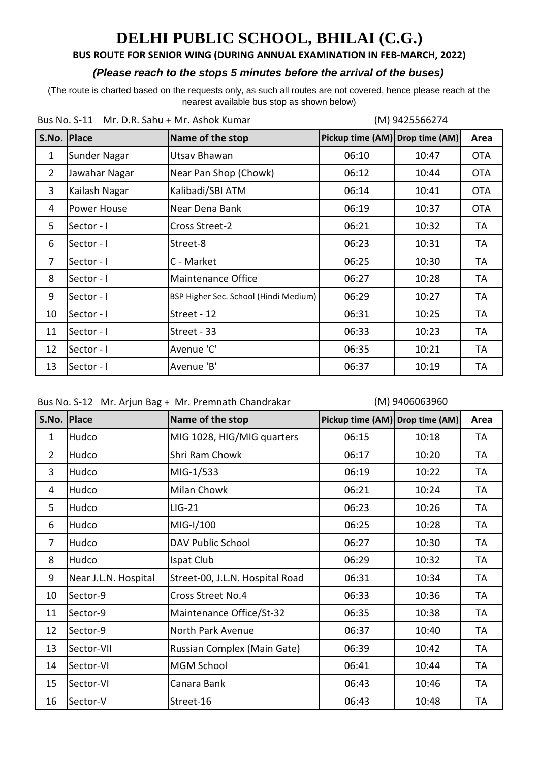# DELHI PUBLIC SCHOOL, BHILAI (C.G.)

**BUS ROUTE FOR SENIOR WING (DURING ANNUAL EXAMINATION IN FEB-MARCH, 2022)**

***(Please reach to the stops 5 minutes before the arrival of the buses)***

(The route is charted based on the requests only, as such all routes are not covered, hence please reach at the nearest available bus stop as shown below)

Bus No. S-11 Mr. D.R. Sahu + Mr. Ashok Kumar (M) 9425566274

| S.No. | Place | Name of the stop | Pickup time (AM) | Drop time (AM) | Area |
|---|---|---|---|---|---|
| 1 | Sunder Nagar | Utsav Bhawan | 06:10 | 10:47 | OTA |
| 2 | Jawahar Nagar | Near Pan Shop (Chowk) | 06:12 | 10:44 | OTA |
| 3 | Kailash Nagar | Kalibadi/SBI ATM | 06:14 | 10:41 | OTA |
| 4 | Power House | Near Dena Bank | 06:19 | 10:37 | OTA |
| 5 | Sector - I | Cross Street-2 | 06:21 | 10:32 | TA |
| 6 | Sector - I | Street-8 | 06:23 | 10:31 | TA |
| 7 | Sector - I | C - Market | 06:25 | 10:30 | TA |
| 8 | Sector - I | Maintenance Office | 06:27 | 10:28 | TA |
| 9 | Sector - I | BSP Higher Sec. School (Hindi Medium) | 06:29 | 10:27 | TA |
| 10 | Sector - I | Street - 12 | 06:31 | 10:25 | TA |
| 11 | Sector - I | Street - 33 | 06:33 | 10:23 | TA |
| 12 | Sector - I | Avenue 'C' | 06:35 | 10:21 | TA |
| 13 | Sector - I | Avenue 'B' | 06:37 | 10:19 | TA |

Bus No. S-12 Mr. Arjun Bag + Mr. Premnath Chandrakar (M) 9406063960

| S.No. | Place | Name of the stop | Pickup time (AM) | Drop time (AM) | Area |
|---|---|---|---|---|---|
| 1 | Hudco | MIG 1028, HIG/MIG quarters | 06:15 | 10:18 | TA |
| 2 | Hudco | Shri Ram Chowk | 06:17 | 10:20 | TA |
| 3 | Hudco | MIG-1/533 | 06:19 | 10:22 | TA |
| 4 | Hudco | Milan Chowk | 06:21 | 10:24 | TA |
| 5 | Hudco | LIG-21 | 06:23 | 10:26 | TA |
| 6 | Hudco | MIG-I/100 | 06:25 | 10:28 | TA |
| 7 | Hudco | DAV Public School | 06:27 | 10:30 | TA |
| 8 | Hudco | Ispat Club | 06:29 | 10:32 | TA |
| 9 | Near J.L.N. Hospital | Street-00, J.L.N. Hospital Road | 06:31 | 10:34 | TA |
| 10 | Sector-9 | Cross Street No.4 | 06:33 | 10:36 | TA |
| 11 | Sector-9 | Maintenance Office/St-32 | 06:35 | 10:38 | TA |
| 12 | Sector-9 | North Park Avenue | 06:37 | 10:40 | TA |
| 13 | Sector-VII | Russian Complex (Main Gate) | 06:39 | 10:42 | TA |
| 14 | Sector-VI | MGM School | 06:41 | 10:44 | TA |
| 15 | Sector-VI | Canara Bank | 06:43 | 10:46 | TA |
| 16 | Sector-V | Street-16 | 06:43 | 10:48 | TA |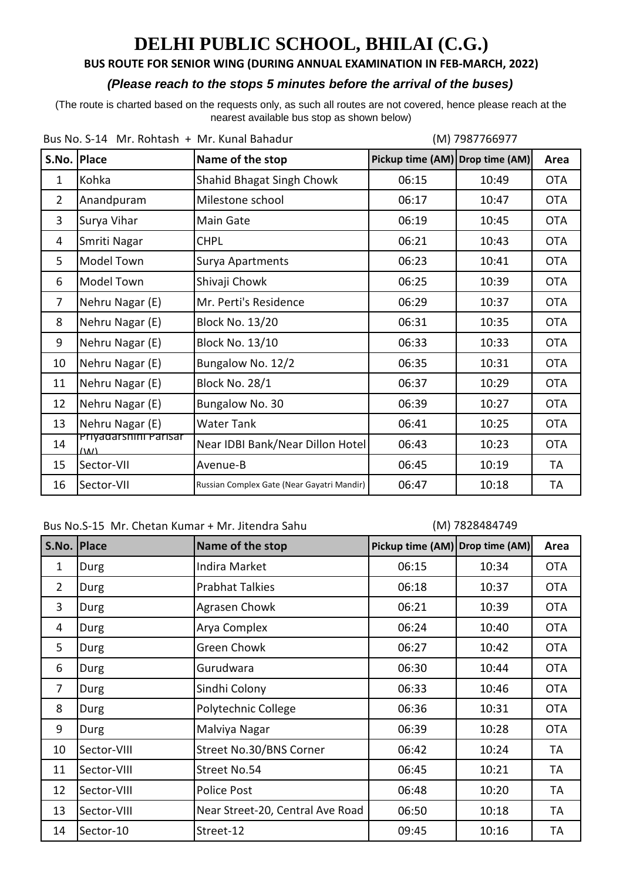# DELHI PUBLIC SCHOOL, BHILAI (C.G.)

## BUS ROUTE FOR SENIOR WING (DURING ANNUAL EXAMINATION IN FEB-MARCH, 2022)

***(Please reach to the stops 5 minutes before the arrival of the buses)***

(The route is charted based on the requests only, as such all routes are not covered, hence please reach at the nearest available bus stop as shown below)

Bus No. S-14 Mr. Rohtash + Mr. Kunal Bahadur (M) 7987766977

| S.No. | Place | Name of the stop | Pickup time (AM) | Drop time (AM) | Area |
|---|---|---|---|---|---|
| 1 | Kohka | Shahid Bhagat Singh Chowk | 06:15 | 10:49 | OTA |
| 2 | Anandpuram | Milestone school | 06:17 | 10:47 | OTA |
| 3 | Surya Vihar | Main Gate | 06:19 | 10:45 | OTA |
| 4 | Smriti Nagar | CHPL | 06:21 | 10:43 | OTA |
| 5 | Model Town | Surya Apartments | 06:23 | 10:41 | OTA |
| 6 | Model Town | Shivaji Chowk | 06:25 | 10:39 | OTA |
| 7 | Nehru Nagar (E) | Mr. Perti's Residence | 06:29 | 10:37 | OTA |
| 8 | Nehru Nagar (E) | Block No. 13/20 | 06:31 | 10:35 | OTA |
| 9 | Nehru Nagar (E) | Block No. 13/10 | 06:33 | 10:33 | OTA |
| 10 | Nehru Nagar (E) | Bungalow No. 12/2 | 06:35 | 10:31 | OTA |
| 11 | Nehru Nagar (E) | Block No. 28/1 | 06:37 | 10:29 | OTA |
| 12 | Nehru Nagar (E) | Bungalow No. 30 | 06:39 | 10:27 | OTA |
| 13 | Nehru Nagar (E) | Water Tank | 06:41 | 10:25 | OTA |
| 14 | Priyadarshini Parisar (W) | Near IDBI Bank/Near Dillon Hotel | 06:43 | 10:23 | OTA |
| 15 | Sector-VII | Avenue-B | 06:45 | 10:19 | TA |
| 16 | Sector-VII | Russian Complex Gate (Near Gayatri Mandir) | 06:47 | 10:18 | TA |

Bus No.S-15 Mr. Chetan Kumar + Mr. Jitendra Sahu (M) 7828484749

| S.No. | Place | Name of the stop | Pickup time (AM) | Drop time (AM) | Area |
|---|---|---|---|---|---|
| 1 | Durg | Indira Market | 06:15 | 10:34 | OTA |
| 2 | Durg | Prabhat Talkies | 06:18 | 10:37 | OTA |
| 3 | Durg | Agrasen Chowk | 06:21 | 10:39 | OTA |
| 4 | Durg | Arya Complex | 06:24 | 10:40 | OTA |
| 5 | Durg | Green Chowk | 06:27 | 10:42 | OTA |
| 6 | Durg | Gurudwara | 06:30 | 10:44 | OTA |
| 7 | Durg | Sindhi Colony | 06:33 | 10:46 | OTA |
| 8 | Durg | Polytechnic College | 06:36 | 10:31 | OTA |
| 9 | Durg | Malviya Nagar | 06:39 | 10:28 | OTA |
| 10 | Sector-VIII | Street No.30/BNS Corner | 06:42 | 10:24 | TA |
| 11 | Sector-VIII | Street No.54 | 06:45 | 10:21 | TA |
| 12 | Sector-VIII | Police Post | 06:48 | 10:20 | TA |
| 13 | Sector-VIII | Near Street-20, Central Ave Road | 06:50 | 10:18 | TA |
| 14 | Sector-10 | Street-12 | 09:45 | 10:16 | TA |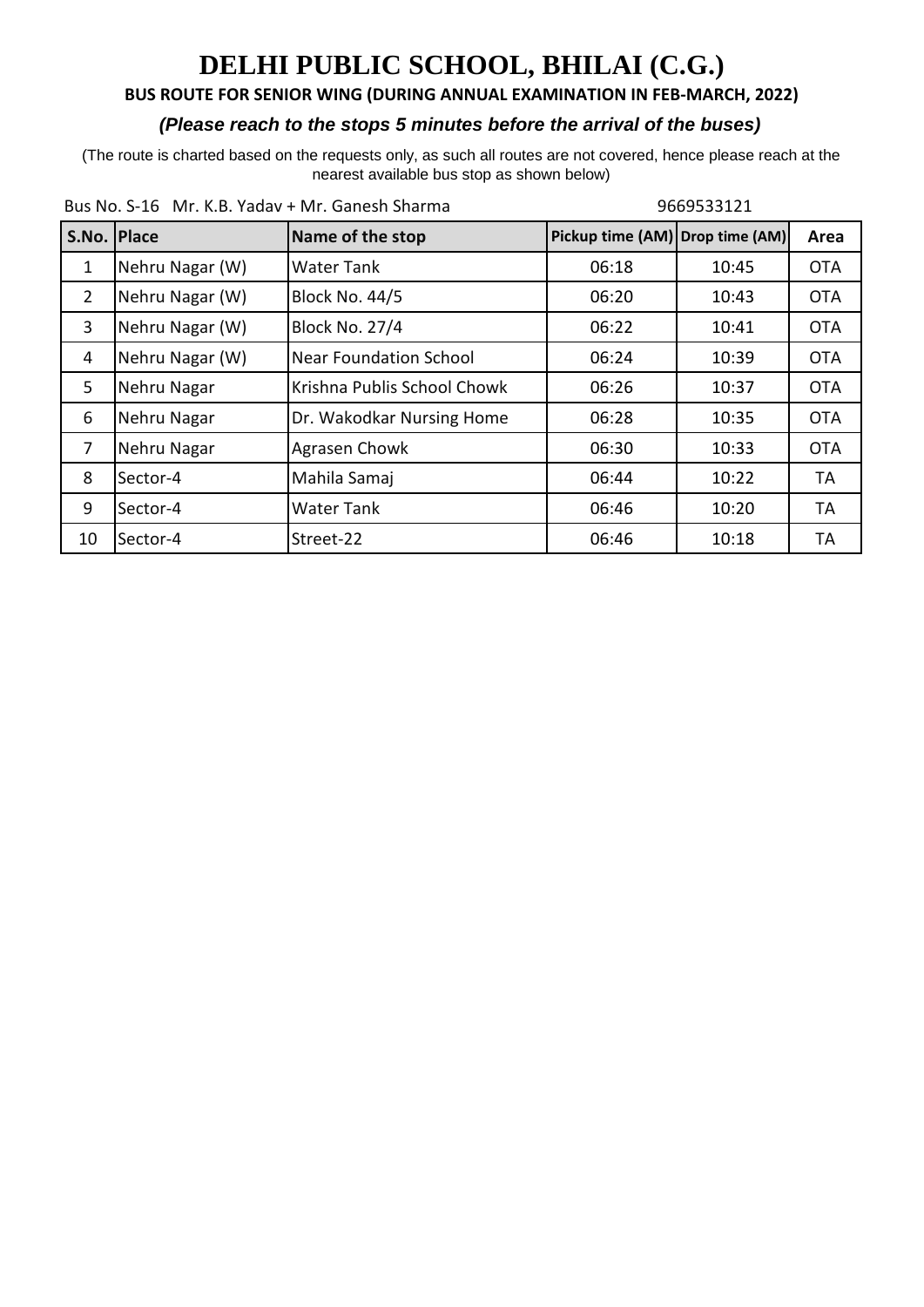# DELHI PUBLIC SCHOOL, BHILAI (C.G.)

**BUS ROUTE FOR SENIOR WING (DURING ANNUAL EXAMINATION IN FEB-MARCH, 2022)**

***(Please reach to the stops 5 minutes before the arrival of the buses)***

(The route is charted based on the requests only, as such all routes are not covered, hence please reach at the nearest available bus stop as shown below)

Bus No. S-16 Mr. K.B. Yadav + Mr. Ganesh Sharma 9669533121

| S.No. | Place | Name of the stop | Pickup time (AM) | Drop time (AM) | Area |
|---|---|---|---|---|---|
| 1 | Nehru Nagar (W) | Water Tank | 06:18 | 10:45 | OTA |
| 2 | Nehru Nagar (W) | Block No. 44/5 | 06:20 | 10:43 | OTA |
| 3 | Nehru Nagar (W) | Block No. 27/4 | 06:22 | 10:41 | OTA |
| 4 | Nehru Nagar (W) | Near Foundation School | 06:24 | 10:39 | OTA |
| 5 | Nehru Nagar | Krishna Publis School Chowk | 06:26 | 10:37 | OTA |
| 6 | Nehru Nagar | Dr. Wakodkar Nursing Home | 06:28 | 10:35 | OTA |
| 7 | Nehru Nagar | Agrasen Chowk | 06:30 | 10:33 | OTA |
| 8 | Sector-4 | Mahila Samaj | 06:44 | 10:22 | TA |
| 9 | Sector-4 | Water Tank | 06:46 | 10:20 | TA |
| 10 | Sector-4 | Street-22 | 06:46 | 10:18 | TA |